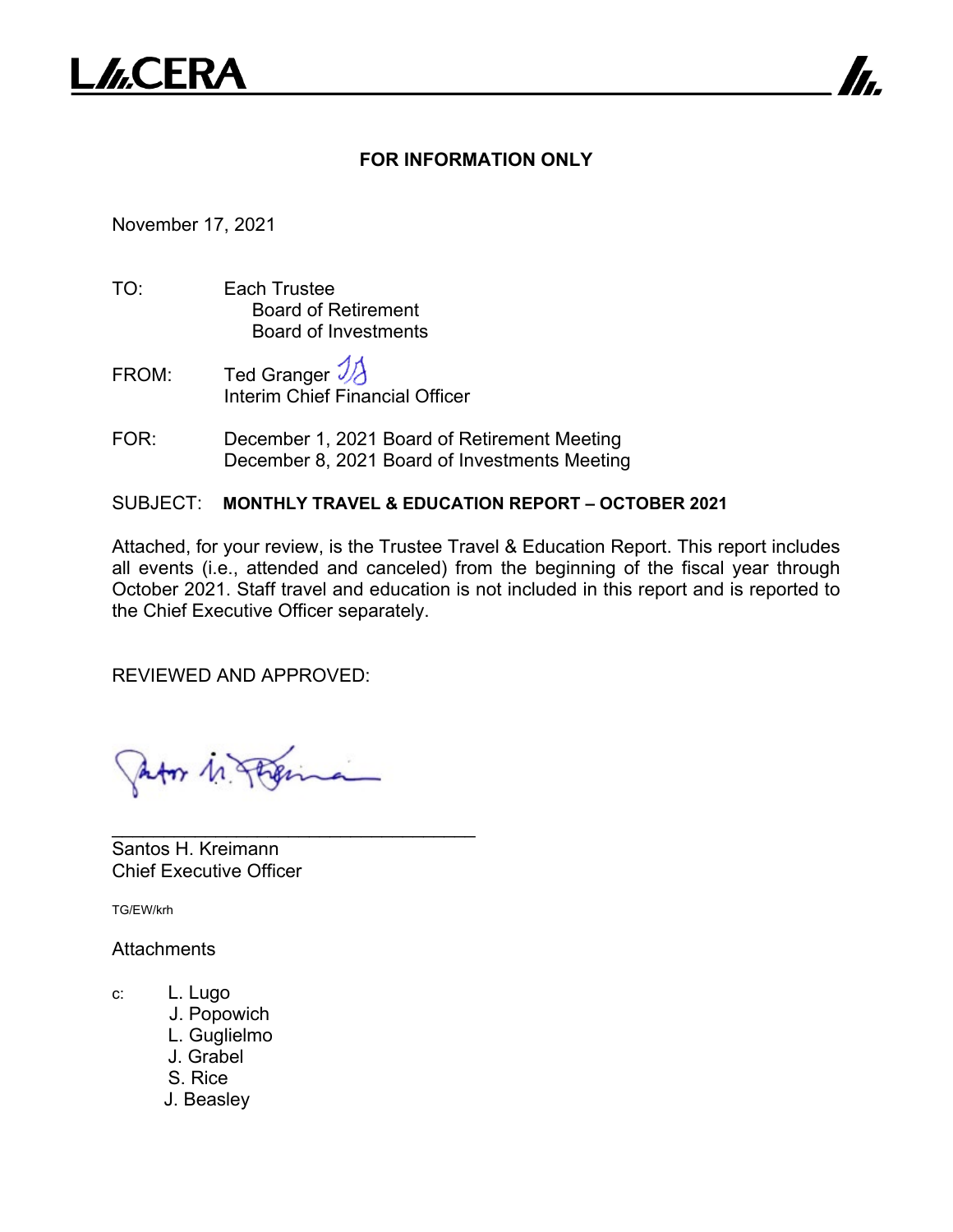LACERA

**FOR INFORMATION ONLY**

November 17, 2021

TO: Each Trustee
Board of Retirement
Board of Investments

FROM: Ted Granger
Interim Chief Financial Officer

FOR: December 1, 2021 Board of Retirement Meeting
December 8, 2021 Board of Investments Meeting

SUBJECT: **MONTHLY TRAVEL & EDUCATION REPORT – OCTOBER 2021**

Attached, for your review, is the Trustee Travel & Education Report. This report includes all events (i.e., attended and canceled) from the beginning of the fiscal year through October 2021. Staff travel and education is not included in this report and is reported to the Chief Executive Officer separately.

REVIEWED AND APPROVED:

___________________________________
Santos H. Kreimann
Chief Executive Officer

TG/EW/krh

Attachments

c: L. Lugo
J. Popowich
L. Guglielmo
J. Grabel
S. Rice
J. Beasley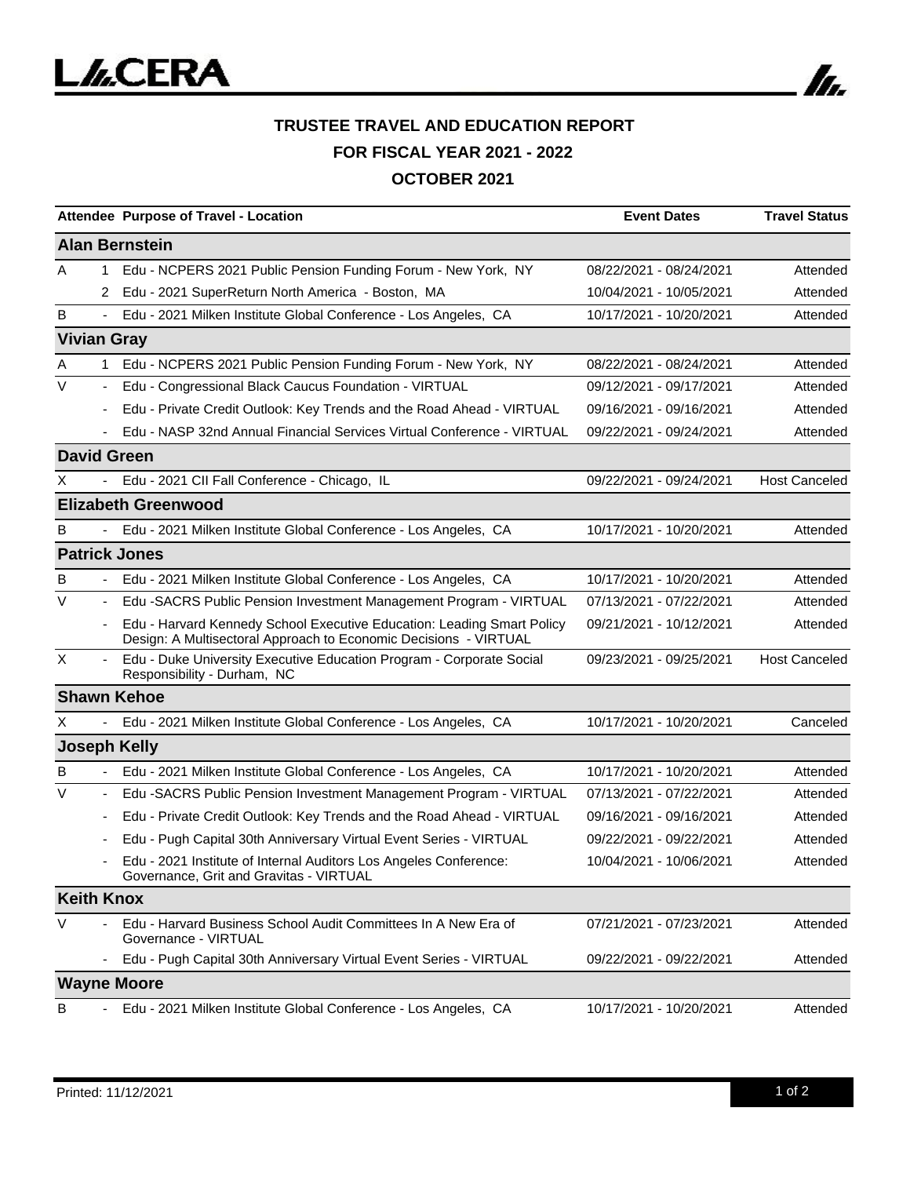# TRUSTEE TRAVEL AND EDUCATION REPORT

## FOR FISCAL YEAR 2021 - 2022

## OCTOBER 2021

| Attendee | | Purpose of Travel - Location | Event Dates | Travel Status |
|---|---|---|---|---|
| **Alan Bernstein** | | | | |
| A | 1 | Edu - NCPERS 2021 Public Pension Funding Forum - New York, NY | 08/22/2021 - 08/24/2021 | Attended |
| | 2 | Edu - 2021 SuperReturn North America - Boston, MA | 10/04/2021 - 10/05/2021 | Attended |
| B | - | Edu - 2021 Milken Institute Global Conference - Los Angeles, CA | 10/17/2021 - 10/20/2021 | Attended |
| **Vivian Gray** | | | | |
| A | 1 | Edu - NCPERS 2021 Public Pension Funding Forum - New York, NY | 08/22/2021 - 08/24/2021 | Attended |
| V | - | Edu - Congressional Black Caucus Foundation - VIRTUAL | 09/12/2021 - 09/17/2021 | Attended |
| | - | Edu - Private Credit Outlook: Key Trends and the Road Ahead - VIRTUAL | 09/16/2021 - 09/16/2021 | Attended |
| | - | Edu - NASP 32nd Annual Financial Services Virtual Conference - VIRTUAL | 09/22/2021 - 09/24/2021 | Attended |
| **David Green** | | | | |
| X | - | Edu - 2021 CII Fall Conference - Chicago, IL | 09/22/2021 - 09/24/2021 | Host Canceled |
| **Elizabeth Greenwood** | | | | |
| B | - | Edu - 2021 Milken Institute Global Conference - Los Angeles, CA | 10/17/2021 - 10/20/2021 | Attended |
| **Patrick Jones** | | | | |
| B | - | Edu - 2021 Milken Institute Global Conference - Los Angeles, CA | 10/17/2021 - 10/20/2021 | Attended |
| V | - | Edu -SACRS Public Pension Investment Management Program - VIRTUAL | 07/13/2021 - 07/22/2021 | Attended |
| | - | Edu - Harvard Kennedy School Executive Education: Leading Smart Policy Design: A Multisectoral Approach to Economic Decisions - VIRTUAL | 09/21/2021 - 10/12/2021 | Attended |
| X | - | Edu - Duke University Executive Education Program - Corporate Social Responsibility - Durham, NC | 09/23/2021 - 09/25/2021 | Host Canceled |
| **Shawn Kehoe** | | | | |
| X | - | Edu - 2021 Milken Institute Global Conference - Los Angeles, CA | 10/17/2021 - 10/20/2021 | Canceled |
| **Joseph Kelly** | | | | |
| B | - | Edu - 2021 Milken Institute Global Conference - Los Angeles, CA | 10/17/2021 - 10/20/2021 | Attended |
| V | - | Edu -SACRS Public Pension Investment Management Program - VIRTUAL | 07/13/2021 - 07/22/2021 | Attended |
| | - | Edu - Private Credit Outlook: Key Trends and the Road Ahead - VIRTUAL | 09/16/2021 - 09/16/2021 | Attended |
| | - | Edu - Pugh Capital 30th Anniversary Virtual Event Series - VIRTUAL | 09/22/2021 - 09/22/2021 | Attended |
| | - | Edu - 2021 Institute of Internal Auditors Los Angeles Conference: Governance, Grit and Gravitas - VIRTUAL | 10/04/2021 - 10/06/2021 | Attended |
| **Keith Knox** | | | | |
| V | - | Edu - Harvard Business School Audit Committees In A New Era of Governance - VIRTUAL | 07/21/2021 - 07/23/2021 | Attended |
| | - | Edu - Pugh Capital 30th Anniversary Virtual Event Series - VIRTUAL | 09/22/2021 - 09/22/2021 | Attended |
| **Wayne Moore** | | | | |
| B | - | Edu - 2021 Milken Institute Global Conference - Los Angeles, CA | 10/17/2021 - 10/20/2021 | Attended |

Printed: 11/12/2021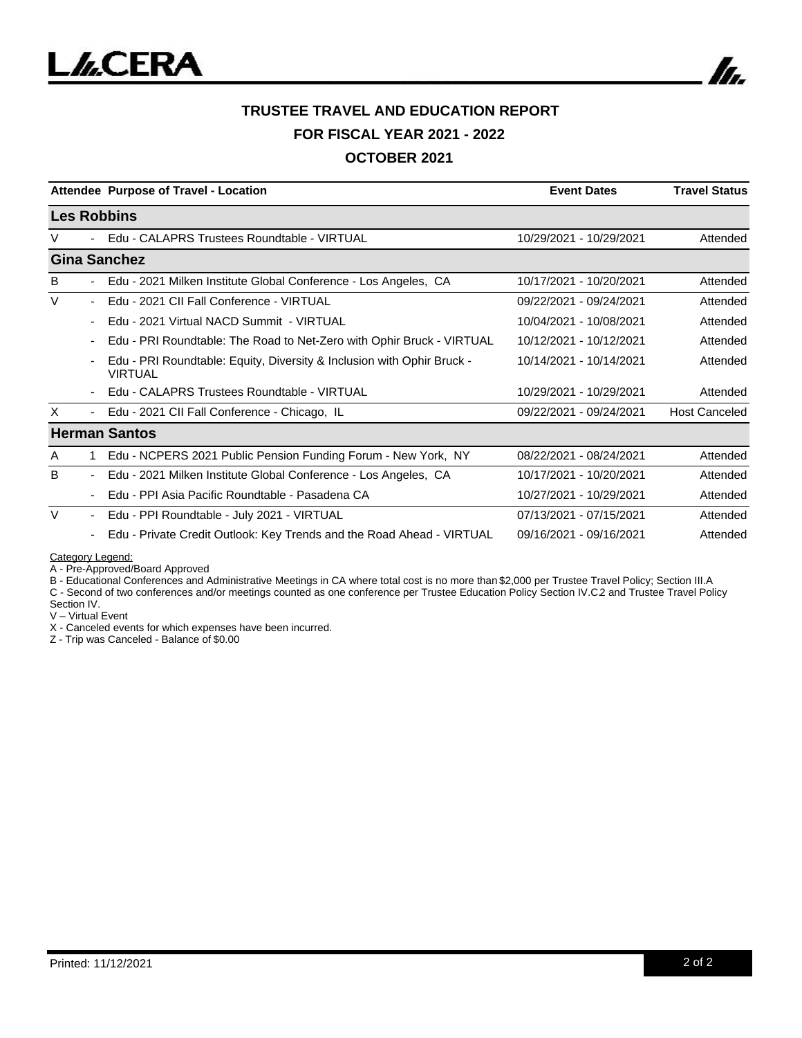**TRUSTEE TRAVEL AND EDUCATION REPORT**

**FOR FISCAL YEAR 2021 - 2022**

**OCTOBER 2021**

| Attendee | | Purpose of Travel - Location | Event Dates | Travel Status |
|---|---|---|---|---|
| **Les Robbins** | | | | |
| V | - | Edu - CALAPRS Trustees Roundtable - VIRTUAL | 10/29/2021 - 10/29/2021 | Attended |
| **Gina Sanchez** | | | | |
| B | - | Edu - 2021 Milken Institute Global Conference - Los Angeles, CA | 10/17/2021 - 10/20/2021 | Attended |
| V | - | Edu - 2021 CII Fall Conference - VIRTUAL | 09/22/2021 - 09/24/2021 | Attended |
| | - | Edu - 2021 Virtual NACD Summit - VIRTUAL | 10/04/2021 - 10/08/2021 | Attended |
| | - | Edu - PRI Roundtable: The Road to Net-Zero with Ophir Bruck - VIRTUAL | 10/12/2021 - 10/12/2021 | Attended |
| | - | Edu - PRI Roundtable: Equity, Diversity & Inclusion with Ophir Bruck - VIRTUAL | 10/14/2021 - 10/14/2021 | Attended |
| | - | Edu - CALAPRS Trustees Roundtable - VIRTUAL | 10/29/2021 - 10/29/2021 | Attended |
| X | - | Edu - 2021 CII Fall Conference - Chicago, IL | 09/22/2021 - 09/24/2021 | Host Canceled |
| **Herman Santos** | | | | |
| A | 1 | Edu - NCPERS 2021 Public Pension Funding Forum - New York, NY | 08/22/2021 - 08/24/2021 | Attended |
| B | - | Edu - 2021 Milken Institute Global Conference - Los Angeles, CA | 10/17/2021 - 10/20/2021 | Attended |
| | - | Edu - PPI Asia Pacific Roundtable - Pasadena CA | 10/27/2021 - 10/29/2021 | Attended |
| V | - | Edu - PPI Roundtable - July 2021 - VIRTUAL | 07/13/2021 - 07/15/2021 | Attended |
| | - | Edu - Private Credit Outlook: Key Trends and the Road Ahead - VIRTUAL | 09/16/2021 - 09/16/2021 | Attended |

Category Legend:

A - Pre-Approved/Board Approved

B - Educational Conferences and Administrative Meetings in CA where total cost is no more than $2,000 per Trustee Travel Policy; Section III.A

C - Second of two conferences and/or meetings counted as one conference per Trustee Education Policy Section IV.C.2 and Trustee Travel Policy Section IV.

V – Virtual Event

X - Canceled events for which expenses have been incurred.

Z - Trip was Canceled - Balance of $0.00

Printed: 11/12/2021